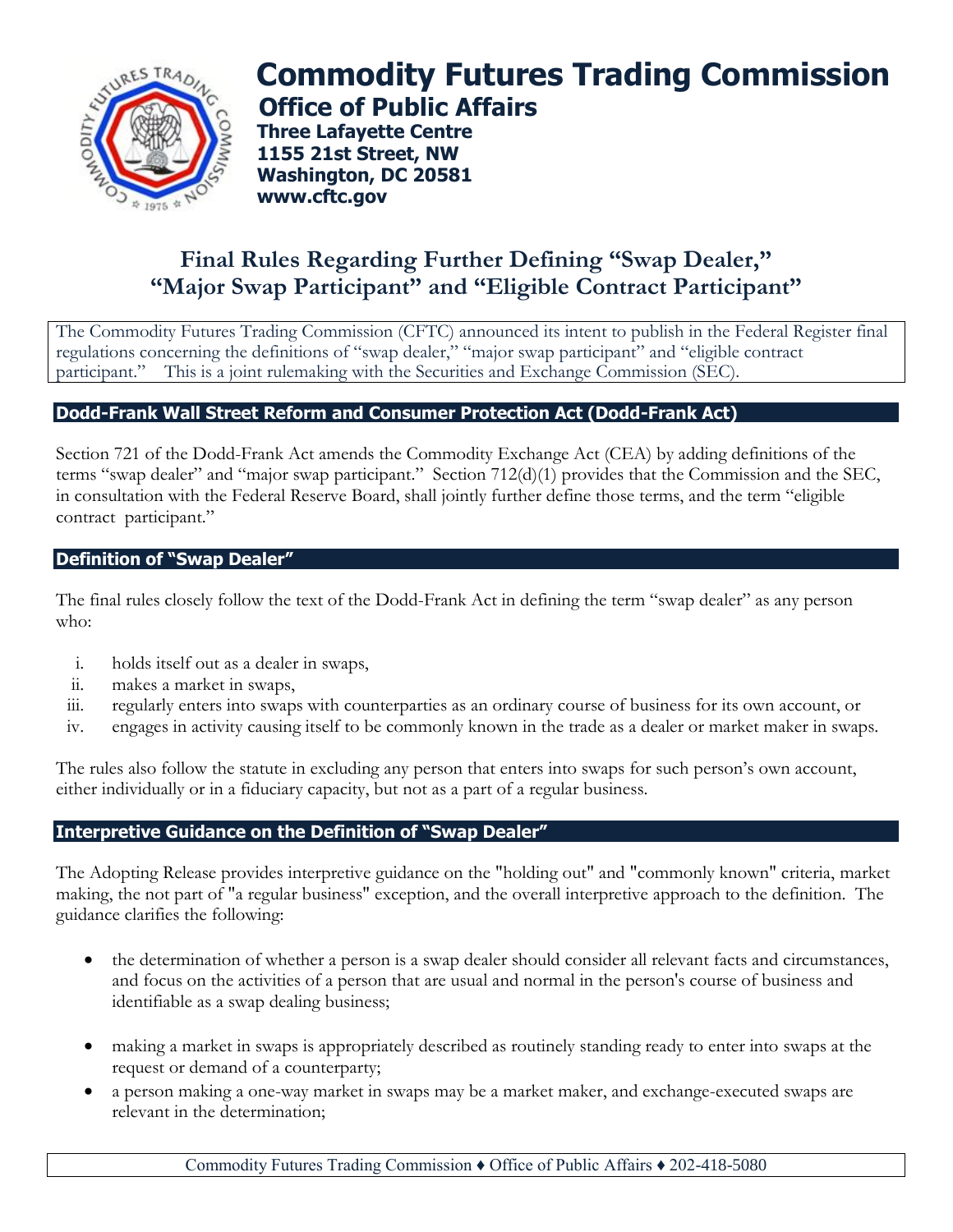# Commodity Futures Trading Commission

## Office of Public Affairs

**Three Lafayette Centre**
**1155 21st Street, NW**
**Washington, DC 20581**
**www.cftc.gov**

## Final Rules Regarding Further Defining "Swap Dealer," "Major Swap Participant" and "Eligible Contract Participant"

The Commodity Futures Trading Commission (CFTC) announced its intent to publish in the Federal Register final regulations concerning the definitions of "swap dealer," "major swap participant" and "eligible contract participant." This is a joint rulemaking with the Securities and Exchange Commission (SEC).

### Dodd-Frank Wall Street Reform and Consumer Protection Act (Dodd-Frank Act)

Section 721 of the Dodd-Frank Act amends the Commodity Exchange Act (CEA) by adding definitions of the terms "swap dealer" and "major swap participant." Section 712(d)(1) provides that the Commission and the SEC, in consultation with the Federal Reserve Board, shall jointly further define those terms, and the term "eligible contract participant."

### Definition of "Swap Dealer"

The final rules closely follow the text of the Dodd-Frank Act in defining the term "swap dealer" as any person who:

i. holds itself out as a dealer in swaps,
ii. makes a market in swaps,
iii. regularly enters into swaps with counterparties as an ordinary course of business for its own account, or
iv. engages in activity causing itself to be commonly known in the trade as a dealer or market maker in swaps.

The rules also follow the statute in excluding any person that enters into swaps for such person's own account, either individually or in a fiduciary capacity, but not as a part of a regular business.

### Interpretive Guidance on the Definition of "Swap Dealer"

The Adopting Release provides interpretive guidance on the "holding out" and "commonly known" criteria, market making, the not part of "a regular business" exception, and the overall interpretive approach to the definition. The guidance clarifies the following:

- the determination of whether a person is a swap dealer should consider all relevant facts and circumstances, and focus on the activities of a person that are usual and normal in the person's course of business and identifiable as a swap dealing business;
- making a market in swaps is appropriately described as routinely standing ready to enter into swaps at the request or demand of a counterparty;
- a person making a one-way market in swaps may be a market maker, and exchange-executed swaps are relevant in the determination;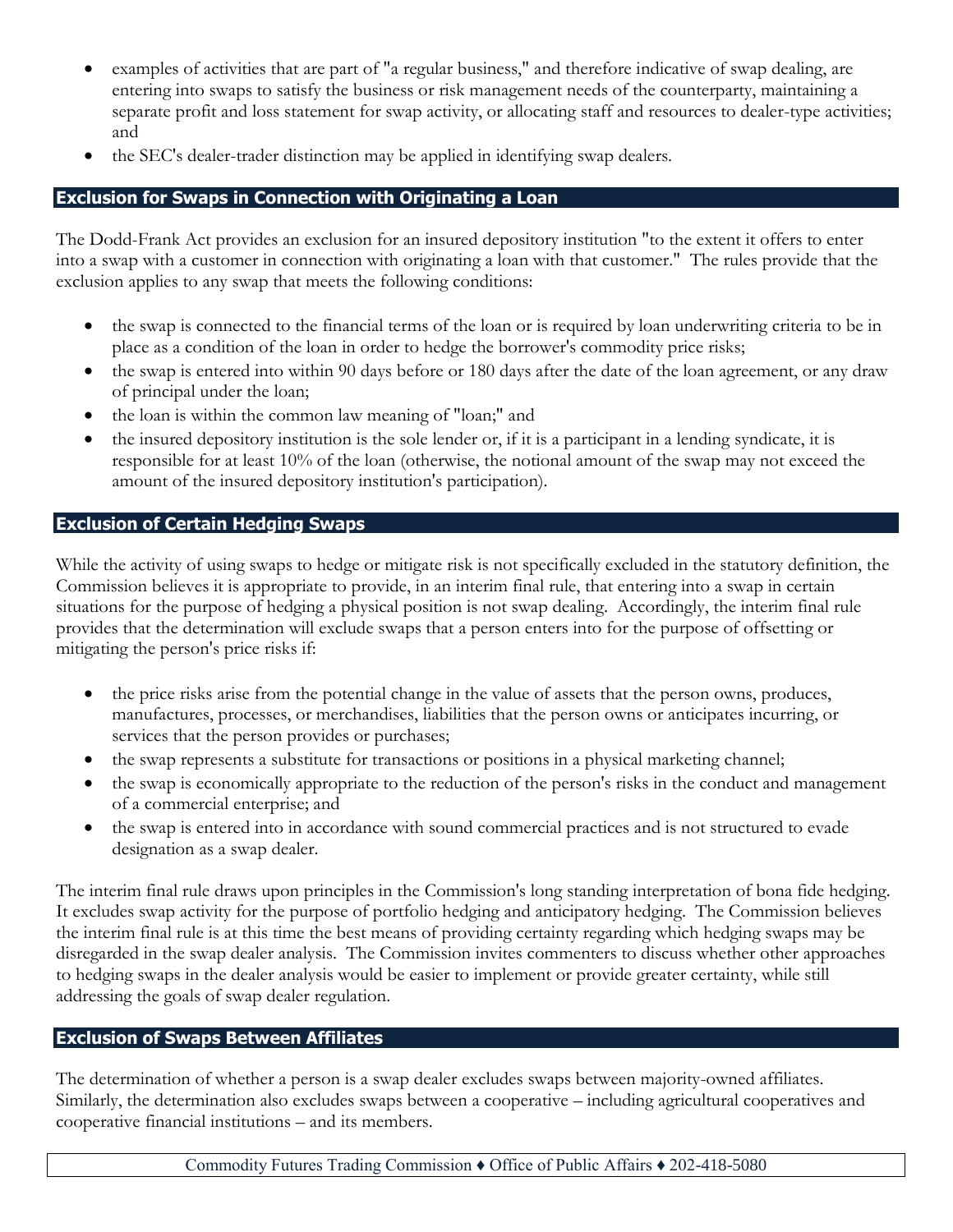- examples of activities that are part of "a regular business," and therefore indicative of swap dealing, are entering into swaps to satisfy the business or risk management needs of the counterparty, maintaining a separate profit and loss statement for swap activity, or allocating staff and resources to dealer-type activities; and
- the SEC's dealer-trader distinction may be applied in identifying swap dealers.

## Exclusion for Swaps in Connection with Originating a Loan

The Dodd-Frank Act provides an exclusion for an insured depository institution "to the extent it offers to enter into a swap with a customer in connection with originating a loan with that customer." The rules provide that the exclusion applies to any swap that meets the following conditions:

- the swap is connected to the financial terms of the loan or is required by loan underwriting criteria to be in place as a condition of the loan in order to hedge the borrower's commodity price risks;
- the swap is entered into within 90 days before or 180 days after the date of the loan agreement, or any draw of principal under the loan;
- the loan is within the common law meaning of "loan;" and
- the insured depository institution is the sole lender or, if it is a participant in a lending syndicate, it is responsible for at least 10% of the loan (otherwise, the notional amount of the swap may not exceed the amount of the insured depository institution's participation).

## Exclusion of Certain Hedging Swaps

While the activity of using swaps to hedge or mitigate risk is not specifically excluded in the statutory definition, the Commission believes it is appropriate to provide, in an interim final rule, that entering into a swap in certain situations for the purpose of hedging a physical position is not swap dealing. Accordingly, the interim final rule provides that the determination will exclude swaps that a person enters into for the purpose of offsetting or mitigating the person's price risks if:

- the price risks arise from the potential change in the value of assets that the person owns, produces, manufactures, processes, or merchandises, liabilities that the person owns or anticipates incurring, or services that the person provides or purchases;
- the swap represents a substitute for transactions or positions in a physical marketing channel;
- the swap is economically appropriate to the reduction of the person's risks in the conduct and management of a commercial enterprise; and
- the swap is entered into in accordance with sound commercial practices and is not structured to evade designation as a swap dealer.

The interim final rule draws upon principles in the Commission's long standing interpretation of bona fide hedging. It excludes swap activity for the purpose of portfolio hedging and anticipatory hedging. The Commission believes the interim final rule is at this time the best means of providing certainty regarding which hedging swaps may be disregarded in the swap dealer analysis. The Commission invites commenters to discuss whether other approaches to hedging swaps in the dealer analysis would be easier to implement or provide greater certainty, while still addressing the goals of swap dealer regulation.

## Exclusion of Swaps Between Affiliates

The determination of whether a person is a swap dealer excludes swaps between majority-owned affiliates. Similarly, the determination also excludes swaps between a cooperative – including agricultural cooperatives and cooperative financial institutions – and its members.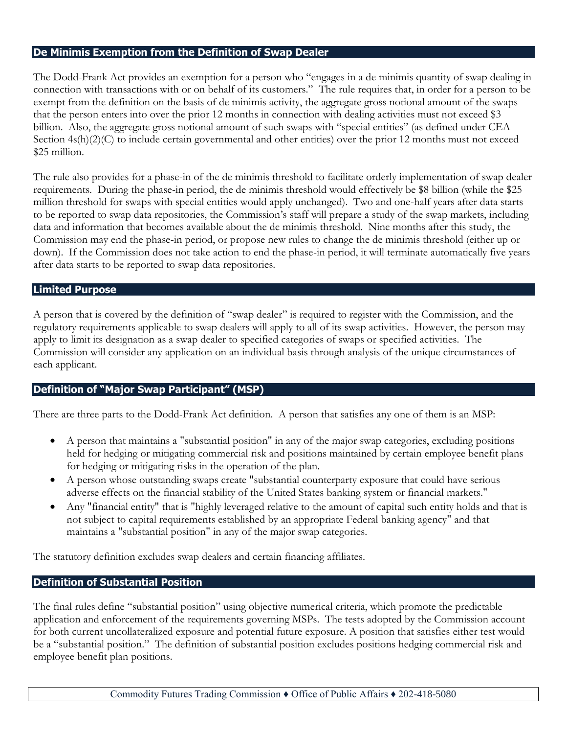## De Minimis Exemption from the Definition of Swap Dealer

The Dodd-Frank Act provides an exemption for a person who "engages in a de minimis quantity of swap dealing in connection with transactions with or on behalf of its customers." The rule requires that, in order for a person to be exempt from the definition on the basis of de minimis activity, the aggregate gross notional amount of the swaps that the person enters into over the prior 12 months in connection with dealing activities must not exceed $3 billion. Also, the aggregate gross notional amount of such swaps with "special entities" (as defined under CEA Section 4s(h)(2)(C) to include certain governmental and other entities) over the prior 12 months must not exceed $25 million.

The rule also provides for a phase-in of the de minimis threshold to facilitate orderly implementation of swap dealer requirements. During the phase-in period, the de minimis threshold would effectively be $8 billion (while the $25 million threshold for swaps with special entities would apply unchanged). Two and one-half years after data starts to be reported to swap data repositories, the Commission's staff will prepare a study of the swap markets, including data and information that becomes available about the de minimis threshold. Nine months after this study, the Commission may end the phase-in period, or propose new rules to change the de minimis threshold (either up or down). If the Commission does not take action to end the phase-in period, it will terminate automatically five years after data starts to be reported to swap data repositories.

## Limited Purpose

A person that is covered by the definition of "swap dealer" is required to register with the Commission, and the regulatory requirements applicable to swap dealers will apply to all of its swap activities. However, the person may apply to limit its designation as a swap dealer to specified categories of swaps or specified activities. The Commission will consider any application on an individual basis through analysis of the unique circumstances of each applicant.

## Definition of "Major Swap Participant" (MSP)

There are three parts to the Dodd-Frank Act definition. A person that satisfies any one of them is an MSP:

- A person that maintains a "substantial position" in any of the major swap categories, excluding positions held for hedging or mitigating commercial risk and positions maintained by certain employee benefit plans for hedging or mitigating risks in the operation of the plan.
- A person whose outstanding swaps create "substantial counterparty exposure that could have serious adverse effects on the financial stability of the United States banking system or financial markets."
- Any "financial entity" that is "highly leveraged relative to the amount of capital such entity holds and that is not subject to capital requirements established by an appropriate Federal banking agency" and that maintains a "substantial position" in any of the major swap categories.

The statutory definition excludes swap dealers and certain financing affiliates.

## Definition of Substantial Position

The final rules define "substantial position" using objective numerical criteria, which promote the predictable application and enforcement of the requirements governing MSPs. The tests adopted by the Commission account for both current uncollateralized exposure and potential future exposure. A position that satisfies either test would be a "substantial position." The definition of substantial position excludes positions hedging commercial risk and employee benefit plan positions.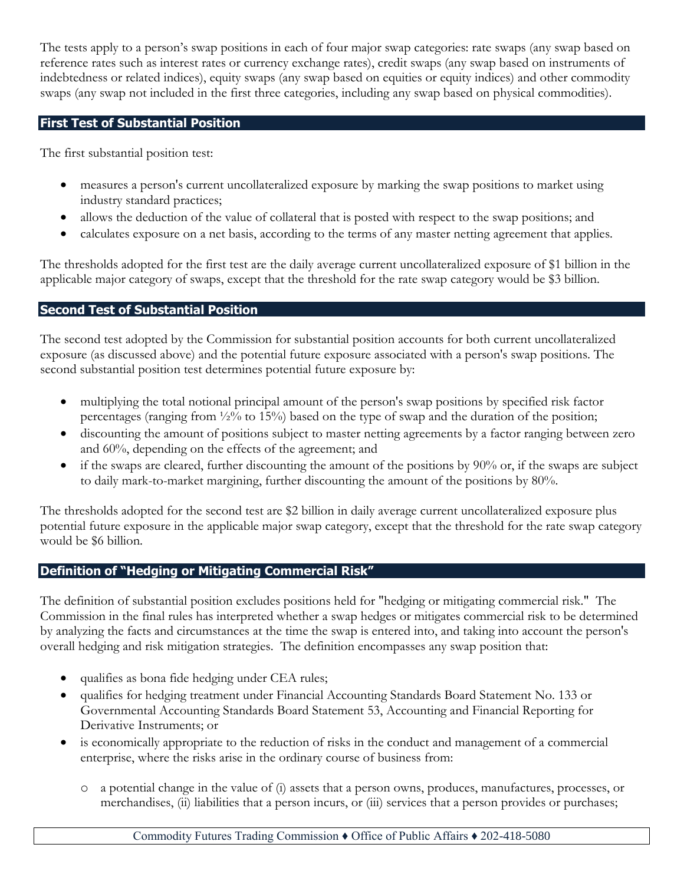The tests apply to a person's swap positions in each of four major swap categories: rate swaps (any swap based on reference rates such as interest rates or currency exchange rates), credit swaps (any swap based on instruments of indebtedness or related indices), equity swaps (any swap based on equities or equity indices) and other commodity swaps (any swap not included in the first three categories, including any swap based on physical commodities).

## First Test of Substantial Position

The first substantial position test:

- measures a person's current uncollateralized exposure by marking the swap positions to market using industry standard practices;
- allows the deduction of the value of collateral that is posted with respect to the swap positions; and
- calculates exposure on a net basis, according to the terms of any master netting agreement that applies.

The thresholds adopted for the first test are the daily average current uncollateralized exposure of $1 billion in the applicable major category of swaps, except that the threshold for the rate swap category would be $3 billion.

## Second Test of Substantial Position

The second test adopted by the Commission for substantial position accounts for both current uncollateralized exposure (as discussed above) and the potential future exposure associated with a person's swap positions. The second substantial position test determines potential future exposure by:

- multiplying the total notional principal amount of the person's swap positions by specified risk factor percentages (ranging from ½% to 15%) based on the type of swap and the duration of the position;
- discounting the amount of positions subject to master netting agreements by a factor ranging between zero and 60%, depending on the effects of the agreement; and
- if the swaps are cleared, further discounting the amount of the positions by 90% or, if the swaps are subject to daily mark-to-market margining, further discounting the amount of the positions by 80%.

The thresholds adopted for the second test are $2 billion in daily average current uncollateralized exposure plus potential future exposure in the applicable major swap category, except that the threshold for the rate swap category would be $6 billion.

## Definition of "Hedging or Mitigating Commercial Risk"

The definition of substantial position excludes positions held for "hedging or mitigating commercial risk." The Commission in the final rules has interpreted whether a swap hedges or mitigates commercial risk to be determined by analyzing the facts and circumstances at the time the swap is entered into, and taking into account the person's overall hedging and risk mitigation strategies. The definition encompasses any swap position that:

- qualifies as bona fide hedging under CEA rules;
- qualifies for hedging treatment under Financial Accounting Standards Board Statement No. 133 or Governmental Accounting Standards Board Statement 53, Accounting and Financial Reporting for Derivative Instruments; or
- is economically appropriate to the reduction of risks in the conduct and management of a commercial enterprise, where the risks arise in the ordinary course of business from:
  - a potential change in the value of (i) assets that a person owns, produces, manufactures, processes, or merchandises, (ii) liabilities that a person incurs, or (iii) services that a person provides or purchases;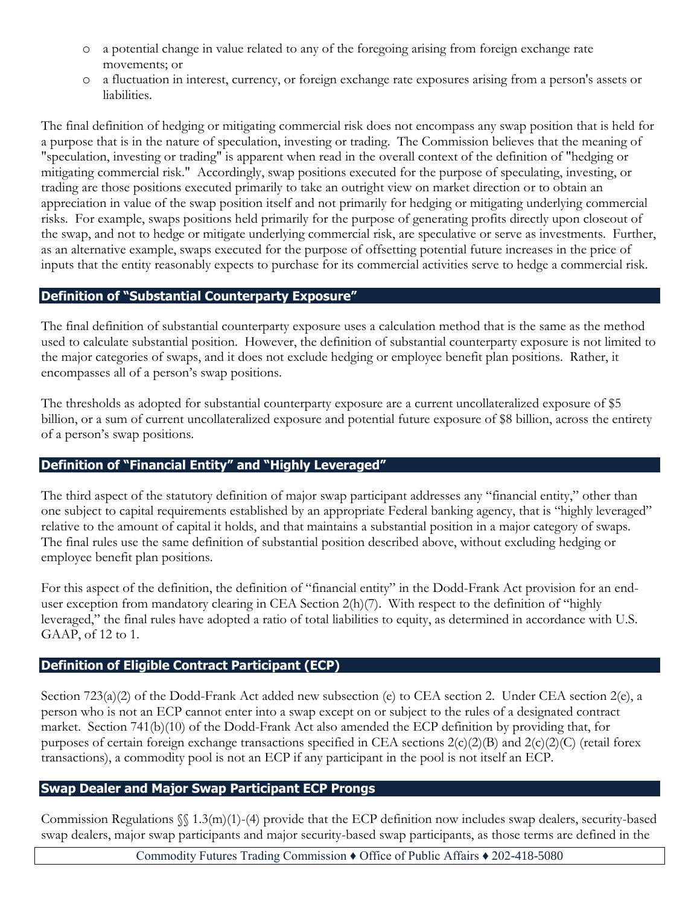- a potential change in value related to any of the foregoing arising from foreign exchange rate movements; or
- a fluctuation in interest, currency, or foreign exchange rate exposures arising from a person's assets or liabilities.

The final definition of hedging or mitigating commercial risk does not encompass any swap position that is held for a purpose that is in the nature of speculation, investing or trading. The Commission believes that the meaning of "speculation, investing or trading" is apparent when read in the overall context of the definition of "hedging or mitigating commercial risk." Accordingly, swap positions executed for the purpose of speculating, investing, or trading are those positions executed primarily to take an outright view on market direction or to obtain an appreciation in value of the swap position itself and not primarily for hedging or mitigating underlying commercial risks. For example, swaps positions held primarily for the purpose of generating profits directly upon closeout of the swap, and not to hedge or mitigate underlying commercial risk, are speculative or serve as investments. Further, as an alternative example, swaps executed for the purpose of offsetting potential future increases in the price of inputs that the entity reasonably expects to purchase for its commercial activities serve to hedge a commercial risk.

## Definition of "Substantial Counterparty Exposure"

The final definition of substantial counterparty exposure uses a calculation method that is the same as the method used to calculate substantial position. However, the definition of substantial counterparty exposure is not limited to the major categories of swaps, and it does not exclude hedging or employee benefit plan positions. Rather, it encompasses all of a person's swap positions.

The thresholds as adopted for substantial counterparty exposure are a current uncollateralized exposure of $5 billion, or a sum of current uncollateralized exposure and potential future exposure of $8 billion, across the entirety of a person's swap positions.

## Definition of "Financial Entity" and "Highly Leveraged"

The third aspect of the statutory definition of major swap participant addresses any "financial entity," other than one subject to capital requirements established by an appropriate Federal banking agency, that is "highly leveraged" relative to the amount of capital it holds, and that maintains a substantial position in a major category of swaps. The final rules use the same definition of substantial position described above, without excluding hedging or employee benefit plan positions.

For this aspect of the definition, the definition of "financial entity" in the Dodd-Frank Act provision for an end-user exception from mandatory clearing in CEA Section 2(h)(7). With respect to the definition of "highly leveraged," the final rules have adopted a ratio of total liabilities to equity, as determined in accordance with U.S. GAAP, of 12 to 1.

## Definition of Eligible Contract Participant (ECP)

Section 723(a)(2) of the Dodd-Frank Act added new subsection (e) to CEA section 2. Under CEA section 2(e), a person who is not an ECP cannot enter into a swap except on or subject to the rules of a designated contract market. Section 741(b)(10) of the Dodd-Frank Act also amended the ECP definition by providing that, for purposes of certain foreign exchange transactions specified in CEA sections 2(c)(2)(B) and 2(c)(2)(C) (retail forex transactions), a commodity pool is not an ECP if any participant in the pool is not itself an ECP.

## Swap Dealer and Major Swap Participant ECP Prongs

Commission Regulations §§ 1.3(m)(1)-(4) provide that the ECP definition now includes swap dealers, security-based swap dealers, major swap participants and major security-based swap participants, as those terms are defined in the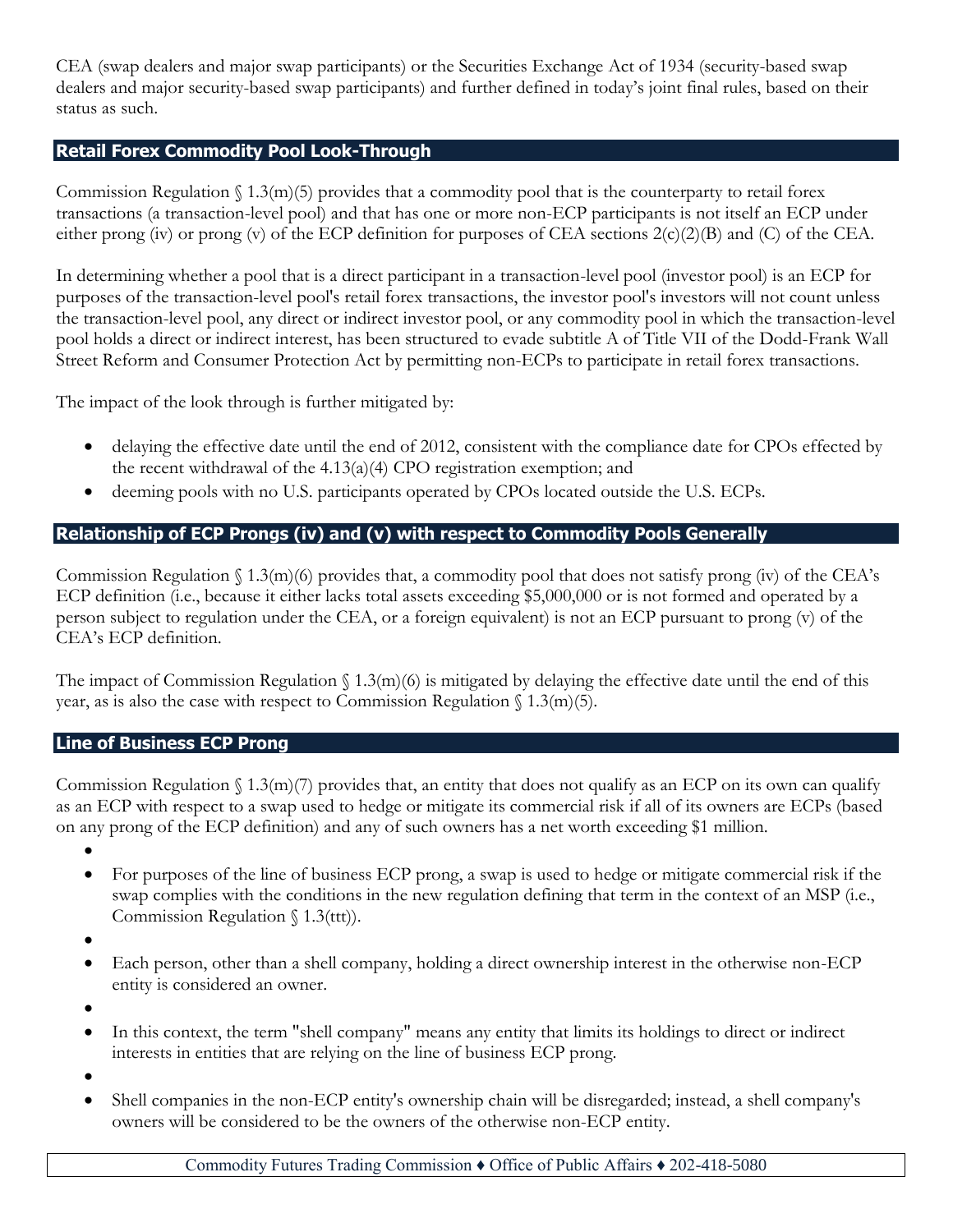CEA (swap dealers and major swap participants) or the Securities Exchange Act of 1934 (security-based swap dealers and major security-based swap participants) and further defined in today's joint final rules, based on their status as such.

## Retail Forex Commodity Pool Look-Through

Commission Regulation § 1.3(m)(5) provides that a commodity pool that is the counterparty to retail forex transactions (a transaction-level pool) and that has one or more non-ECP participants is not itself an ECP under either prong (iv) or prong (v) of the ECP definition for purposes of CEA sections 2(c)(2)(B) and (C) of the CEA.

In determining whether a pool that is a direct participant in a transaction-level pool (investor pool) is an ECP for purposes of the transaction-level pool's retail forex transactions, the investor pool's investors will not count unless the transaction-level pool, any direct or indirect investor pool, or any commodity pool in which the transaction-level pool holds a direct or indirect interest, has been structured to evade subtitle A of Title VII of the Dodd-Frank Wall Street Reform and Consumer Protection Act by permitting non-ECPs to participate in retail forex transactions.

The impact of the look through is further mitigated by:

- delaying the effective date until the end of 2012, consistent with the compliance date for CPOs effected by the recent withdrawal of the 4.13(a)(4) CPO registration exemption; and
- deeming pools with no U.S. participants operated by CPOs located outside the U.S. ECPs.

## Relationship of ECP Prongs (iv) and (v) with respect to Commodity Pools Generally

Commission Regulation § 1.3(m)(6) provides that, a commodity pool that does not satisfy prong (iv) of the CEA's ECP definition (i.e., because it either lacks total assets exceeding $5,000,000 or is not formed and operated by a person subject to regulation under the CEA, or a foreign equivalent) is not an ECP pursuant to prong (v) of the CEA's ECP definition.

The impact of Commission Regulation § 1.3(m)(6) is mitigated by delaying the effective date until the end of this year, as is also the case with respect to Commission Regulation § 1.3(m)(5).

## Line of Business ECP Prong

Commission Regulation § 1.3(m)(7) provides that, an entity that does not qualify as an ECP on its own can qualify as an ECP with respect to a swap used to hedge or mitigate its commercial risk if all of its owners are ECPs (based on any prong of the ECP definition) and any of such owners has a net worth exceeding $1 million.

- For purposes of the line of business ECP prong, a swap is used to hedge or mitigate commercial risk if the swap complies with the conditions in the new regulation defining that term in the context of an MSP (i.e., Commission Regulation § 1.3(ttt)).
- Each person, other than a shell company, holding a direct ownership interest in the otherwise non-ECP entity is considered an owner.
- In this context, the term "shell company" means any entity that limits its holdings to direct or indirect interests in entities that are relying on the line of business ECP prong.
- Shell companies in the non-ECP entity's ownership chain will be disregarded; instead, a shell company's owners will be considered to be the owners of the otherwise non-ECP entity.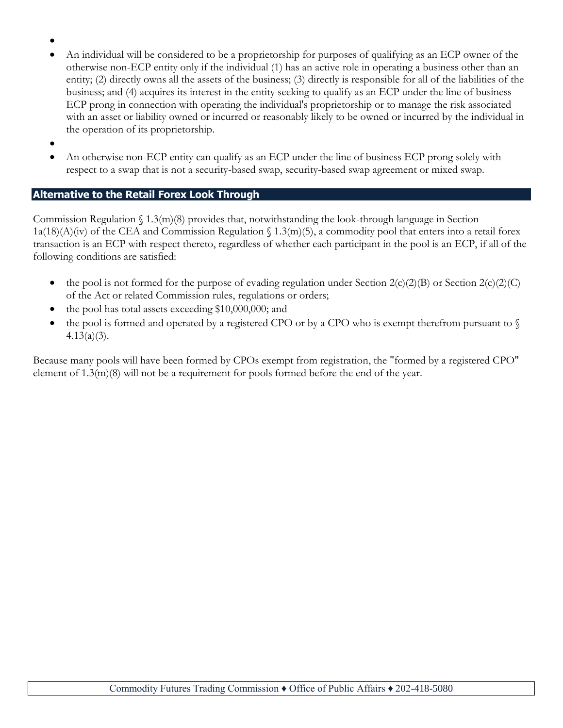- An individual will be considered to be a proprietorship for purposes of qualifying as an ECP owner of the otherwise non-ECP entity only if the individual (1) has an active role in operating a business other than an entity; (2) directly owns all the assets of the business; (3) directly is responsible for all of the liabilities of the business; and (4) acquires its interest in the entity seeking to qualify as an ECP under the line of business ECP prong in connection with operating the individual's proprietorship or to manage the risk associated with an asset or liability owned or incurred or reasonably likely to be owned or incurred by the individual in the operation of its proprietorship.
- An otherwise non-ECP entity can qualify as an ECP under the line of business ECP prong solely with respect to a swap that is not a security-based swap, security-based swap agreement or mixed swap.

## Alternative to the Retail Forex Look Through

Commission Regulation § 1.3(m)(8) provides that, notwithstanding the look-through language in Section 1a(18)(A)(iv) of the CEA and Commission Regulation § 1.3(m)(5), a commodity pool that enters into a retail forex transaction is an ECP with respect thereto, regardless of whether each participant in the pool is an ECP, if all of the following conditions are satisfied:

- the pool is not formed for the purpose of evading regulation under Section 2(c)(2)(B) or Section 2(c)(2)(C) of the Act or related Commission rules, regulations or orders;
- the pool has total assets exceeding $10,000,000; and
- the pool is formed and operated by a registered CPO or by a CPO who is exempt therefrom pursuant to § 4.13(a)(3).

Because many pools will have been formed by CPOs exempt from registration, the "formed by a registered CPO" element of 1.3(m)(8) will not be a requirement for pools formed before the end of the year.

Commodity Futures Trading Commission ♦ Office of Public Affairs ♦ 202-418-5080